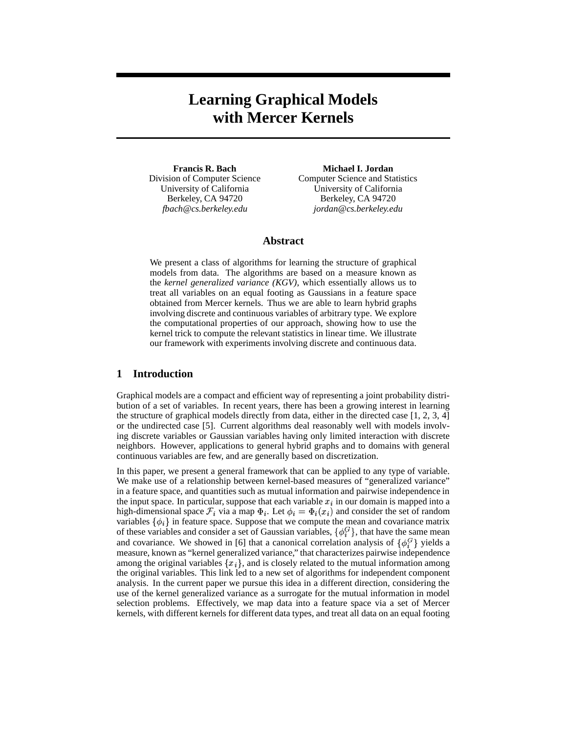# Learning Graphical Models with Mercer Kernels

**Francis R. Bach**
Division of Computer Science
University of California
Berkeley, CA 94720
*fbach@cs.berkeley.edu*

**Michael I. Jordan**
Computer Science and Statistics
University of California
Berkeley, CA 94720
*jordan@cs.berkeley.edu*

## Abstract

We present a class of algorithms for learning the structure of graphical models from data. The algorithms are based on a measure known as the *kernel generalized variance (KGV)*, which essentially allows us to treat all variables on an equal footing as Gaussians in a feature space obtained from Mercer kernels. Thus we are able to learn hybrid graphs involving discrete and continuous variables of arbitrary type. We explore the computational properties of our approach, showing how to use the kernel trick to compute the relevant statistics in linear time. We illustrate our framework with experiments involving discrete and continuous data.

## 1 Introduction

Graphical models are a compact and efficient way of representing a joint probability distribution of a set of variables. In recent years, there has been a growing interest in learning the structure of graphical models directly from data, either in the directed case [1, 2, 3, 4] or the undirected case [5]. Current algorithms deal reasonably well with models involving discrete variables or Gaussian variables having only limited interaction with discrete neighbors. However, applications to general hybrid graphs and to domains with general continuous variables are few, and are generally based on discretization.

In this paper, we present a general framework that can be applied to any type of variable. We make use of a relationship between kernel-based measures of "generalized variance" in a feature space, and quantities such as mutual information and pairwise independence in the input space. In particular, suppose that each variable $x_i$ in our domain is mapped into a high-dimensional space $\mathcal{F}_i$ via a map $\Phi_i$. Let $\phi_i = \Phi_i(x_i)$ and consider the set of random variables $\{\phi_i\}$ in feature space. Suppose that we compute the mean and covariance matrix of these variables and consider a set of Gaussian variables, $\{\phi_i^G\}$, that have the same mean and covariance. We showed in [6] that a canonical correlation analysis of $\{\phi_i^G\}$ yields a measure, known as "kernel generalized variance," that characterizes pairwise independence among the original variables $\{x_i\}$, and is closely related to the mutual information among the original variables. This link led to a new set of algorithms for independent component analysis. In the current paper we pursue this idea in a different direction, considering the use of the kernel generalized variance as a surrogate for the mutual information in model selection problems. Effectively, we map data into a feature space via a set of Mercer kernels, with different kernels for different data types, and treat all data on an equal footing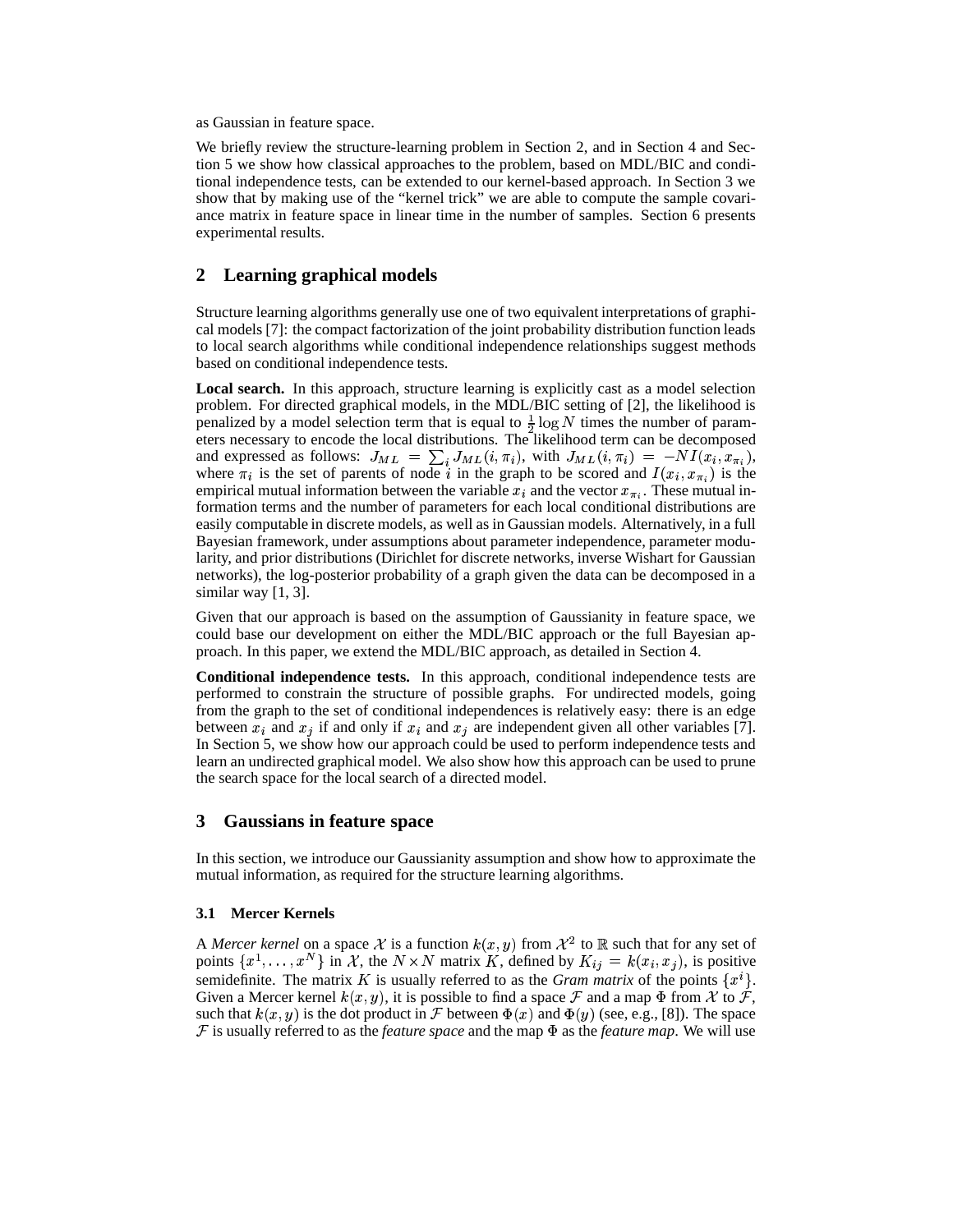as Gaussian in feature space.

We briefly review the structure-learning problem in Section 2, and in Section 4 and Section 5 we show how classical approaches to the problem, based on MDL/BIC and conditional independence tests, can be extended to our kernel-based approach. In Section 3 we show that by making use of the "kernel trick" we are able to compute the sample covariance matrix in feature space in linear time in the number of samples. Section 6 presents experimental results.

## 2 Learning graphical models

Structure learning algorithms generally use one of two equivalent interpretations of graphical models [7]: the compact factorization of the joint probability distribution function leads to local search algorithms while conditional independence relationships suggest methods based on conditional independence tests.

**Local search.** In this approach, structure learning is explicitly cast as a model selection problem. For directed graphical models, in the MDL/BIC setting of [2], the likelihood is penalized by a model selection term that is equal to $\frac{1}{2}\log N$ times the number of parameters necessary to encode the local distributions. The likelihood term can be decomposed and expressed as follows: $J_{ML} = \sum_i J_{ML}(i, \pi_i)$, with $J_{ML}(i, \pi_i) = -NI(x_i, x_{\pi_i})$, where $\pi_i$ is the set of parents of node $i$ in the graph to be scored and $I(x_i, x_{\pi_i})$ is the empirical mutual information between the variable $x_i$ and the vector $x_{\pi_i}$. These mutual information terms and the number of parameters for each local conditional distributions are easily computable in discrete models, as well as in Gaussian models. Alternatively, in a full Bayesian framework, under assumptions about parameter independence, parameter modularity, and prior distributions (Dirichlet for discrete networks, inverse Wishart for Gaussian networks), the log-posterior probability of a graph given the data can be decomposed in a similar way [1, 3].

Given that our approach is based on the assumption of Gaussianity in feature space, we could base our development on either the MDL/BIC approach or the full Bayesian approach. In this paper, we extend the MDL/BIC approach, as detailed in Section 4.

**Conditional independence tests.** In this approach, conditional independence tests are performed to constrain the structure of possible graphs. For undirected models, going from the graph to the set of conditional independences is relatively easy: there is an edge between $x_i$ and $x_j$ if and only if $x_i$ and $x_j$ are independent given all other variables [7]. In Section 5, we show how our approach could be used to perform independence tests and learn an undirected graphical model. We also show how this approach can be used to prune the search space for the local search of a directed model.

## 3 Gaussians in feature space

In this section, we introduce our Gaussianity assumption and show how to approximate the mutual information, as required for the structure learning algorithms.

### 3.1 Mercer Kernels

A *Mercer kernel* on a space $\mathcal{X}$ is a function $k(x, y)$ from $\mathcal{X}^2$ to $\mathbb{R}$ such that for any set of points $\{x^1, \ldots, x^N\}$ in $\mathcal{X}$, the $N \times N$ matrix $K$, defined by $K_{ij} = k(x_i, x_j)$, is positive semidefinite. The matrix $K$ is usually referred to as the *Gram matrix* of the points $\{x^i\}$. Given a Mercer kernel $k(x, y)$, it is possible to find a space $\mathcal{F}$ and a map $\Phi$ from $\mathcal{X}$ to $\mathcal{F}$, such that $k(x, y)$ is the dot product in $\mathcal{F}$ between $\Phi(x)$ and $\Phi(y)$ (see, e.g., [8]). The space $\mathcal{F}$ is usually referred to as the *feature space* and the map $\Phi$ as the *feature map*. We will use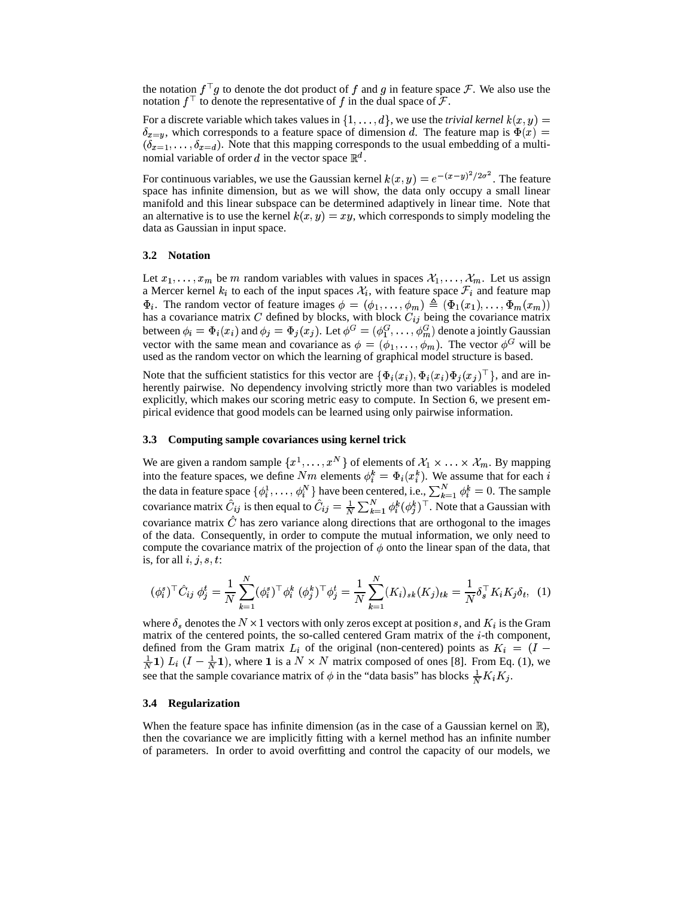the notation $f^\top g$ to denote the dot product of $f$ and $g$ in feature space $\mathcal{F}$. We also use the notation $f^\top$ to denote the representative of $f$ in the dual space of $\mathcal{F}$.

For a discrete variable which takes values in $\{1, \ldots, d\}$, we use the *trivial kernel* $k(x, y) = \delta_{x=y}$, which corresponds to a feature space of dimension $d$. The feature map is $\Phi(x) = (\delta_{x=1}, \ldots, \delta_{x=d})$. Note that this mapping corresponds to the usual embedding of a multinomial variable of order $d$ in the vector space $\mathbb{R}^d$.

For continuous variables, we use the Gaussian kernel $k(x, y) = e^{-(x-y)^2/2\sigma^2}$. The feature space has infinite dimension, but as we will show, the data only occupy a small linear manifold and this linear subspace can be determined adaptively in linear time. Note that an alternative is to use the kernel $k(x, y) = xy$, which corresponds to simply modeling the data as Gaussian in input space.

### 3.2 Notation

Let $x_1, \ldots, x_m$ be $m$ random variables with values in spaces $\mathcal{X}_1, \ldots, \mathcal{X}_m$. Let us assign a Mercer kernel $k_i$ to each of the input spaces $\mathcal{X}_i$, with feature space $\mathcal{F}_i$ and feature map $\Phi_i$. The random vector of feature images $\phi = (\phi_1, \ldots, \phi_m) \triangleq (\Phi_1(x_1), \ldots, \Phi_m(x_m))$ has a covariance matrix $C$ defined by blocks, with block $C_{ij}$ being the covariance matrix between $\phi_i = \Phi_i(x_i)$ and $\phi_j = \Phi_j(x_j)$. Let $\phi^G = (\phi_1^G, \ldots, \phi_m^G)$ denote a jointly Gaussian vector with the same mean and covariance as $\phi = (\phi_1, \ldots, \phi_m)$. The vector $\phi^G$ will be used as the random vector on which the learning of graphical model structure is based.

Note that the sufficient statistics for this vector are $\{\Phi_i(x_i), \Phi_i(x_i)\Phi_j(x_j)^\top\}$, and are inherently pairwise. No dependency involving strictly more than two variables is modeled explicitly, which makes our scoring metric easy to compute. In Section 6, we present empirical evidence that good models can be learned using only pairwise information.

### 3.3 Computing sample covariances using kernel trick

We are given a random sample $\{x^1, \ldots, x^N\}$ of elements of $\mathcal{X}_1 \times \ldots \times \mathcal{X}_m$. By mapping into the feature spaces, we define $Nm$ elements $\phi_i^k = \Phi_i(x_i^k)$. We assume that for each $i$ the data in feature space $\{\phi_i^1, \ldots, \phi_i^N\}$ have been centered, i.e., $\sum_{k=1}^N \phi_i^k = 0$. The sample covariance matrix $\hat{C}_{ij}$ is then equal to $\hat{C}_{ij} = \frac{1}{N}\sum_{k=1}^N \phi_i^k (\phi_j^k)^\top$. Note that a Gaussian with covariance matrix $\hat{C}$ has zero variance along directions that are orthogonal to the images of the data. Consequently, in order to compute the mutual information, we only need to compute the covariance matrix of the projection of $\phi$ onto the linear span of the data, that is, for all $i, j, s, t$:

$$(\phi_i^s)^\top \hat{C}_{ij}\, \phi_j^t = \frac{1}{N}\sum_{k=1}^N (\phi_i^s)^\top \phi_i^k \, (\phi_j^k)^\top \phi_j^t = \frac{1}{N}\sum_{k=1}^N (K_i)_{sk}(K_j)_{tk} = \frac{1}{N}\delta_s^\top K_i K_j \delta_t, \quad (1)$$

where $\delta_s$ denotes the $N \times 1$ vectors with only zeros except at position $s$, and $K_i$ is the Gram matrix of the centered points, the so-called centered Gram matrix of the $i$-th component, defined from the Gram matrix $L_i$ of the original (non-centered) points as $K_i = (I - \frac{1}{N}\mathbf{1})\; L_i \;(I - \frac{1}{N}\mathbf{1})$, where $\mathbf{1}$ is a $N \times N$ matrix composed of ones [8]. From Eq. (1), we see that the sample covariance matrix of $\phi$ in the "data basis" has blocks $\frac{1}{N}K_i K_j$.

### 3.4 Regularization

When the feature space has infinite dimension (as in the case of a Gaussian kernel on $\mathbb{R}$), then the covariance we are implicitly fitting with a kernel method has an infinite number of parameters. In order to avoid overfitting and control the capacity of our models, we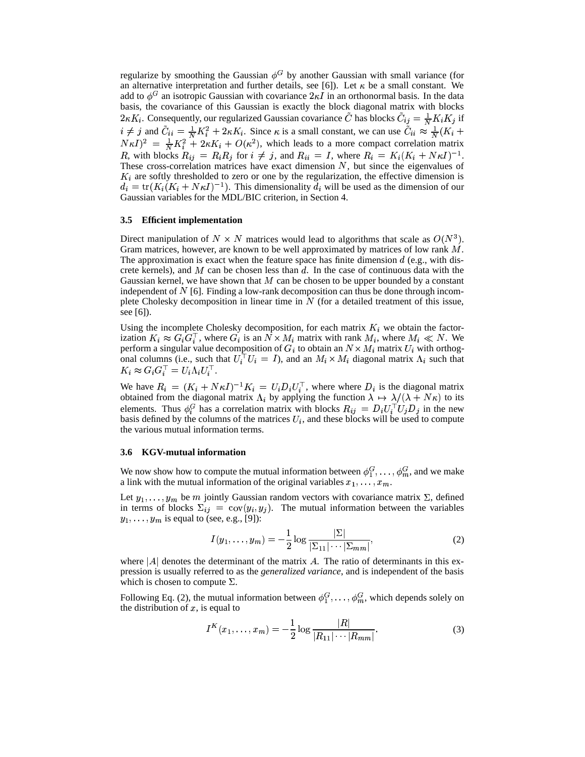regularize by smoothing the Gaussian $\phi^G$ by another Gaussian with small variance (for an alternative interpretation and further details, see [6]). Let $\kappa$ be a small constant. We add to $\phi^G$ an isotropic Gaussian with covariance $2\kappa I$ in an orthonormal basis. In the data basis, the covariance of this Gaussian is exactly the block diagonal matrix with blocks $2\kappa K_i$. Consequently, our regularized Gaussian covariance $\tilde{C}$ has blocks $\tilde{C}_{ij} = \frac{1}{N} K_i K_j$ if $i \neq j$ and $\tilde{C}_{ii} = \frac{1}{N} K_i^2 + 2\kappa K_i$. Since $\kappa$ is a small constant, we can use $\tilde{C}_{ii} \approx \frac{1}{N}(K_i + N\kappa I)^2 = \frac{1}{N} K_i^2 + 2\kappa K_i + O(\kappa^2)$, which leads to a more compact correlation matrix $R$, with blocks $R_{ij} = R_i R_j$ for $i \neq j$, and $R_{ii} = I$, where $R_i = K_i(K_i + N\kappa I)^{-1}$. These cross-correlation matrices have exact dimension $N$, but since the eigenvalues of $K_i$ are softly thresholded to zero or one by the regularization, the effective dimension is $d_i = \text{tr}(K_i(K_i + N\kappa I)^{-1})$. This dimensionality $d_i$ will be used as the dimension of our Gaussian variables for the MDL/BIC criterion, in Section 4.

### 3.5 Efficient implementation

Direct manipulation of $N \times N$ matrices would lead to algorithms that scale as $O(N^3)$. Gram matrices, however, are known to be well approximated by matrices of low rank $M$. The approximation is exact when the feature space has finite dimension $d$ (e.g., with discrete kernels), and $M$ can be chosen less than $d$. In the case of continuous data with the Gaussian kernel, we have shown that $M$ can be chosen to be upper bounded by a constant independent of $N$ [6]. Finding a low-rank decomposition can thus be done through incomplete Cholesky decomposition in linear time in $N$ (for a detailed treatment of this issue, see [6]).

Using the incomplete Cholesky decomposition, for each matrix $K_i$ we obtain the factorization $K_i \approx G_i G_i^\top$, where $G_i$ is an $N \times M_i$ matrix with rank $M_i$, where $M_i \ll N$. We perform a singular value decomposition of $G_i$ to obtain an $N \times M_i$ matrix $U_i$ with orthogonal columns (i.e., such that $U_i^\top U_i = I$), and an $M_i \times M_i$ diagonal matrix $\Lambda_i$ such that $K_i \approx G_i G_i^\top = U_i \Lambda_i U_i^\top$.

We have $R_i = (K_i + N\kappa I)^{-1} K_i = U_i D_i U_i^\top$, where where $D_i$ is the diagonal matrix obtained from the diagonal matrix $\Lambda_i$ by applying the function $\lambda \mapsto \lambda/(\lambda + N\kappa)$ to its elements. Thus $\phi_i^G$ has a correlation matrix with blocks $R_{ij} = D_i U_i^\top U_j D_j$ in the new basis defined by the columns of the matrices $U_i$, and these blocks will be used to compute the various mutual information terms.

### 3.6 KGV-mutual information

We now show how to compute the mutual information between $\phi_1^G, \ldots, \phi_m^G$, and we make a link with the mutual information of the original variables $x_1, \ldots, x_m$.

Let $y_1, \ldots, y_m$ be $m$ jointly Gaussian random vectors with covariance matrix $\Sigma$, defined in terms of blocks $\Sigma_{ij} = \text{cov}(y_i, y_j)$. The mutual information between the variables $y_1, \ldots, y_m$ is equal to (see, e.g., [9]):

$$I(y_1, \ldots, y_m) = -\frac{1}{2} \log \frac{|\Sigma|}{|\Sigma_{11}| \cdots |\Sigma_{mm}|}, \tag{2}$$

where $|A|$ denotes the determinant of the matrix $A$. The ratio of determinants in this expression is usually referred to as the *generalized variance*, and is independent of the basis which is chosen to compute $\Sigma$.

Following Eq. (2), the mutual information between $\phi_1^G, \ldots, \phi_m^G$, which depends solely on the distribution of $x$, is equal to

$$I^K(x_1, \ldots, x_m) = -\frac{1}{2} \log \frac{|R|}{|R_{11}| \cdots |R_{mm}|}. \tag{3}$$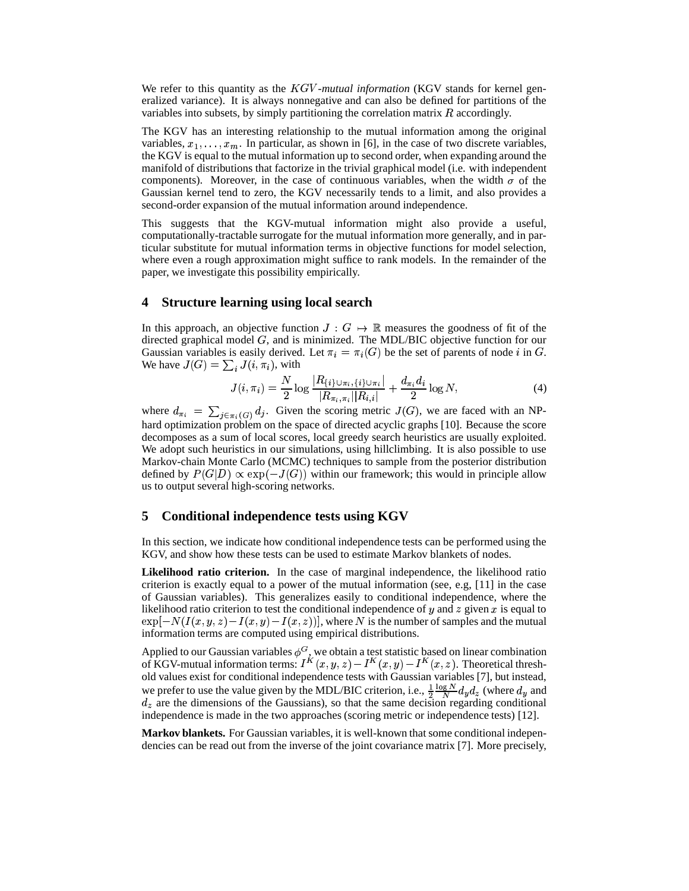We refer to this quantity as the *KGV-mutual information* (KGV stands for kernel generalized variance). It is always nonnegative and can also be defined for partitions of the variables into subsets, by simply partitioning the correlation matrix $R$ accordingly.

The KGV has an interesting relationship to the mutual information among the original variables, $x_1, \ldots, x_m$. In particular, as shown in [6], in the case of two discrete variables, the KGV is equal to the mutual information up to second order, when expanding around the manifold of distributions that factorize in the trivial graphical model (i.e. with independent components). Moreover, in the case of continuous variables, when the width $\sigma$ of the Gaussian kernel tend to zero, the KGV necessarily tends to a limit, and also provides a second-order expansion of the mutual information around independence.

This suggests that the KGV-mutual information might also provide a useful, computationally-tractable surrogate for the mutual information more generally, and in particular substitute for mutual information terms in objective functions for model selection, where even a rough approximation might suffice to rank models. In the remainder of the paper, we investigate this possibility empirically.

## 4 Structure learning using local search

In this approach, an objective function $J : G \mapsto \mathbb{R}$ measures the goodness of fit of the directed graphical model $G$, and is minimized. The MDL/BIC objective function for our Gaussian variables is easily derived. Let $\pi_i = \pi_i(G)$ be the set of parents of node $i$ in $G$. We have $J(G) = \sum_i J(i, \pi_i)$, with

$$J(i, \pi_i) = \frac{N}{2} \log \frac{|R_{\{i\} \cup \pi_i, \{i\} \cup \pi_i}|}{|R_{\pi_i, \pi_i}||R_{i,i}|} + \frac{d_{\pi_i} d_i}{2} \log N, \tag{4}$$

where $d_{\pi_i} = \sum_{j \in \pi_i(G)} d_j$. Given the scoring metric $J(G)$, we are faced with an NP-hard optimization problem on the space of directed acyclic graphs [10]. Because the score decomposes as a sum of local scores, local greedy search heuristics are usually exploited. We adopt such heuristics in our simulations, using hillclimbing. It is also possible to use Markov-chain Monte Carlo (MCMC) techniques to sample from the posterior distribution defined by $P(G|D) \propto \exp(-J(G))$ within our framework; this would in principle allow us to output several high-scoring networks.

## 5 Conditional independence tests using KGV

In this section, we indicate how conditional independence tests can be performed using the KGV, and show how these tests can be used to estimate Markov blankets of nodes.

**Likelihood ratio criterion.** In the case of marginal independence, the likelihood ratio criterion is exactly equal to a power of the mutual information (see, e.g, [11] in the case of Gaussian variables). This generalizes easily to conditional independence, where the likelihood ratio criterion to test the conditional independence of $y$ and $z$ given $x$ is equal to $\exp[-N(I(x,y,z) - I(x,y) - I(x,z))]$, where $N$ is the number of samples and the mutual information terms are computed using empirical distributions.

Applied to our Gaussian variables $\phi^G$, we obtain a test statistic based on linear combination of KGV-mutual information terms: $I^K(x,y,z) - I^K(x,y) - I^K(x,z)$. Theoretical threshold values exist for conditional independence tests with Gaussian variables [7], but instead, we prefer to use the value given by the MDL/BIC criterion, i.e., $\frac{1}{2} \frac{\log N}{N} d_y d_z$ (where $d_y$ and $d_z$ are the dimensions of the Gaussians), so that the same decision regarding conditional independence is made in the two approaches (scoring metric or independence tests) [12].

**Markov blankets.** For Gaussian variables, it is well-known that some conditional independencies can be read out from the inverse of the joint covariance matrix [7]. More precisely,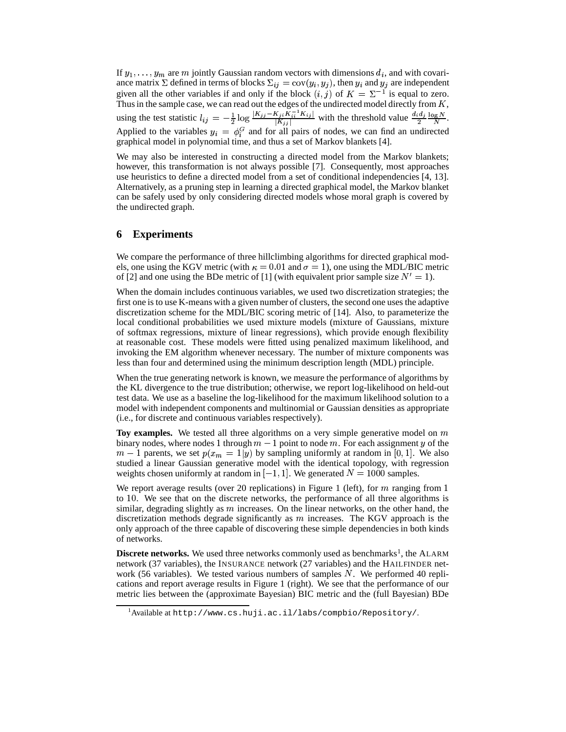If $y_1, \ldots, y_m$ are $m$ jointly Gaussian random vectors with dimensions $d_i$, and with covariance matrix $\Sigma$ defined in terms of blocks $\Sigma_{ij} = \text{cov}(y_i, y_j)$, then $y_i$ and $y_j$ are independent given all the other variables if and only if the block $(i, j)$ of $K = \Sigma^{-1}$ is equal to zero. Thus in the sample case, we can read out the edges of the undirected model directly from $K$, using the test statistic $l_{ij} = -\frac{1}{2} \log \frac{|K_{jj} - K_{ji} K_{ii}^{-1} K_{ij}|}{|K_{jj}|}$ with the threshold value $\frac{d_i d_j}{2} \frac{\log N}{N}$. Applied to the variables $y_i = \phi_i^G$ and for all pairs of nodes, we can find an undirected graphical model in polynomial time, and thus a set of Markov blankets [4].

We may also be interested in constructing a directed model from the Markov blankets; however, this transformation is not always possible [7]. Consequently, most approaches use heuristics to define a directed model from a set of conditional independencies [4, 13]. Alternatively, as a pruning step in learning a directed graphical model, the Markov blanket can be safely used by only considering directed models whose moral graph is covered by the undirected graph.

## 6 Experiments

We compare the performance of three hillclimbing algorithms for directed graphical models, one using the KGV metric (with $\kappa = 0.01$ and $\sigma = 1$), one using the MDL/BIC metric of [2] and one using the BDe metric of [1] (with equivalent prior sample size $N' = 1$).

When the domain includes continuous variables, we used two discretization strategies; the first one is to use K-means with a given number of clusters, the second one uses the adaptive discretization scheme for the MDL/BIC scoring metric of [14]. Also, to parameterize the local conditional probabilities we used mixture models (mixture of Gaussians, mixture of softmax regressions, mixture of linear regressions), which provide enough flexibility at reasonable cost. These models were fitted using penalized maximum likelihood, and invoking the EM algorithm whenever necessary. The number of mixture components was less than four and determined using the minimum description length (MDL) principle.

When the true generating network is known, we measure the performance of algorithms by the KL divergence to the true distribution; otherwise, we report log-likelihood on held-out test data. We use as a baseline the log-likelihood for the maximum likelihood solution to a model with independent components and multinomial or Gaussian densities as appropriate (i.e., for discrete and continuous variables respectively).

**Toy examples.** We tested all three algorithms on a very simple generative model on $m$ binary nodes, where nodes 1 through $m-1$ point to node $m$. For each assignment $y$ of the $m-1$ parents, we set $p(x_m = 1|y)$ by sampling uniformly at random in $[0, 1]$. We also studied a linear Gaussian generative model with the identical topology, with regression weights chosen uniformly at random in $[-1, 1]$. We generated $N = 1000$ samples.

We report average results (over 20 replications) in Figure 1 (left), for $m$ ranging from 1 to 10. We see that on the discrete networks, the performance of all three algorithms is similar, degrading slightly as $m$ increases. On the linear networks, on the other hand, the discretization methods degrade significantly as $m$ increases. The KGV approach is the only approach of the three capable of discovering these simple dependencies in both kinds of networks.

**Discrete networks.** We used three networks commonly used as benchmarks[1], the ALARM network (37 variables), the INSURANCE network (27 variables) and the HAILFINDER network (56 variables). We tested various numbers of samples $N$. We performed 40 replications and report average results in Figure 1 (right). We see that the performance of our metric lies between the (approximate Bayesian) BIC metric and the (full Bayesian) BDe

[1] Available at `http://www.cs.huji.ac.il/labs/compbio/Repository/`.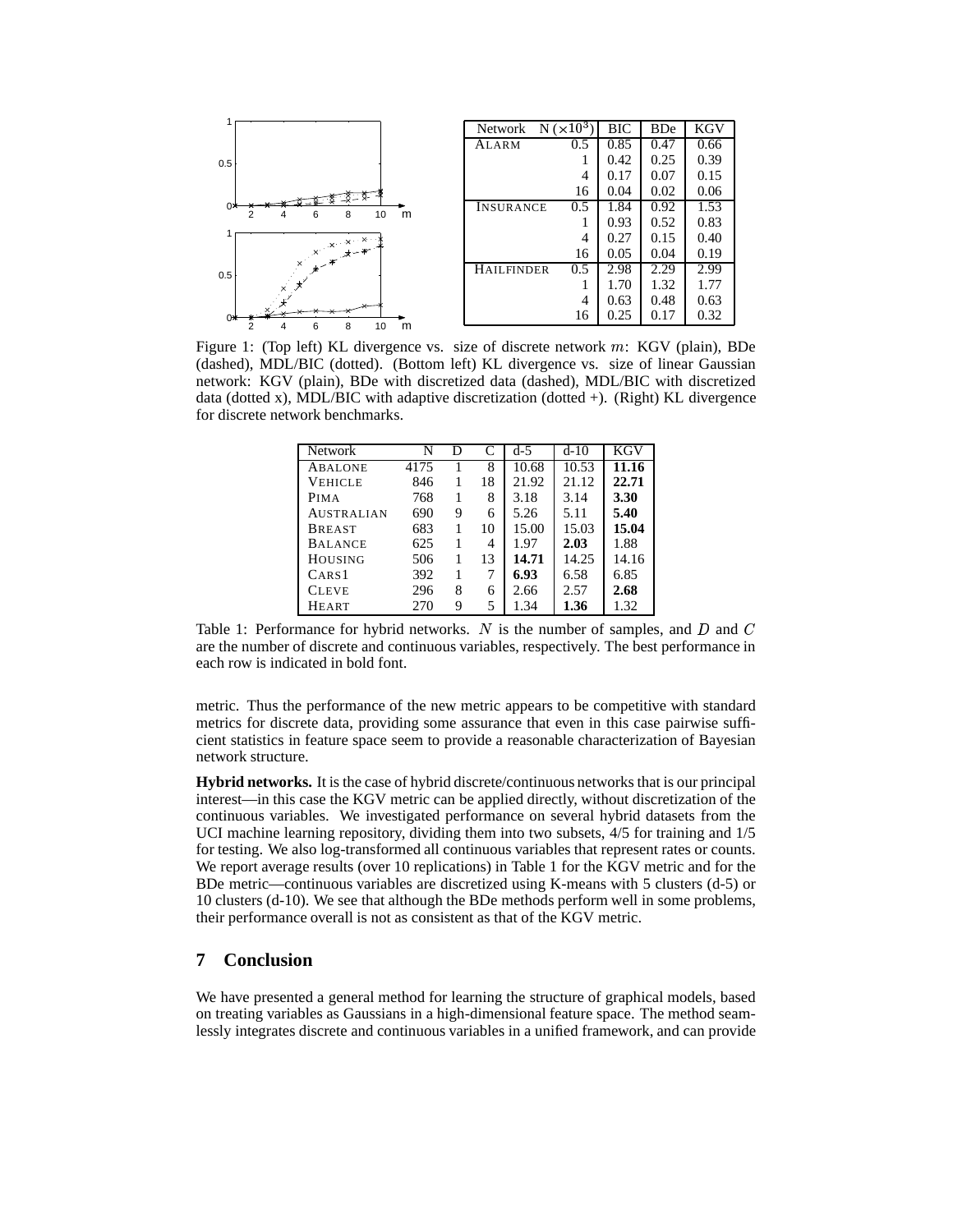| Network | N ($\times 10^3$) | BIC | BDe | KGV |
|---|---|---|---|---|
| ALARM | 0.5 | 0.85 | 0.47 | 0.66 |
| | 1 | 0.42 | 0.25 | 0.39 |
| | 4 | 0.17 | 0.07 | 0.15 |
| | 16 | 0.04 | 0.02 | 0.06 |
| INSURANCE | 0.5 | 1.84 | 0.92 | 1.53 |
| | 1 | 0.93 | 0.52 | 0.83 |
| | 4 | 0.27 | 0.15 | 0.40 |
| | 16 | 0.05 | 0.04 | 0.19 |
| HAILFINDER | 0.5 | 2.98 | 2.29 | 2.99 |
| | 1 | 1.70 | 1.32 | 1.77 |
| | 4 | 0.63 | 0.48 | 0.63 |
| | 16 | 0.25 | 0.17 | 0.32 |

Figure 1: (Top left) KL divergence vs. size of discrete network $m$: KGV (plain), BDe (dashed), MDL/BIC (dotted). (Bottom left) KL divergence vs. size of linear Gaussian network: KGV (plain), BDe with discretized data (dashed), MDL/BIC with discretized data (dotted x), MDL/BIC with adaptive discretization (dotted +). (Right) KL divergence for discrete network benchmarks.

| Network | N | D | C | d-5 | d-10 | KGV |
|---|---|---|---|---|---|---|
| ABALONE | 4175 | 1 | 8 | 10.68 | 10.53 | **11.16** |
| VEHICLE | 846 | 1 | 18 | 21.92 | 21.12 | **22.71** |
| PIMA | 768 | 1 | 8 | 3.18 | 3.14 | **3.30** |
| AUSTRALIAN | 690 | 9 | 6 | 5.26 | 5.11 | **5.40** |
| BREAST | 683 | 1 | 10 | 15.00 | 15.03 | **15.04** |
| BALANCE | 625 | 1 | 4 | 1.97 | **2.03** | 1.88 |
| HOUSING | 506 | 1 | 13 | **14.71** | 14.25 | 14.16 |
| CARS1 | 392 | 1 | 7 | **6.93** | 6.58 | 6.85 |
| CLEVE | 296 | 8 | 6 | 2.66 | 2.57 | **2.68** |
| HEART | 270 | 9 | 5 | 1.34 | **1.36** | 1.32 |

Table 1: Performance for hybrid networks. $N$ is the number of samples, and $D$ and $C$ are the number of discrete and continuous variables, respectively. The best performance in each row is indicated in bold font.

metric. Thus the performance of the new metric appears to be competitive with standard metrics for discrete data, providing some assurance that even in this case pairwise sufficient statistics in feature space seem to provide a reasonable characterization of Bayesian network structure.

**Hybrid networks.** It is the case of hybrid discrete/continuous networks that is our principal interest—in this case the KGV metric can be applied directly, without discretization of the continuous variables. We investigated performance on several hybrid datasets from the UCI machine learning repository, dividing them into two subsets, 4/5 for training and 1/5 for testing. We also log-transformed all continuous variables that represent rates or counts. We report average results (over 10 replications) in Table 1 for the KGV metric and for the BDe metric—continuous variables are discretized using K-means with 5 clusters (d-5) or 10 clusters (d-10). We see that although the BDe methods perform well in some problems, their performance overall is not as consistent as that of the KGV metric.

## 7 Conclusion

We have presented a general method for learning the structure of graphical models, based on treating variables as Gaussians in a high-dimensional feature space. The method seamlessly integrates discrete and continuous variables in a unified framework, and can provide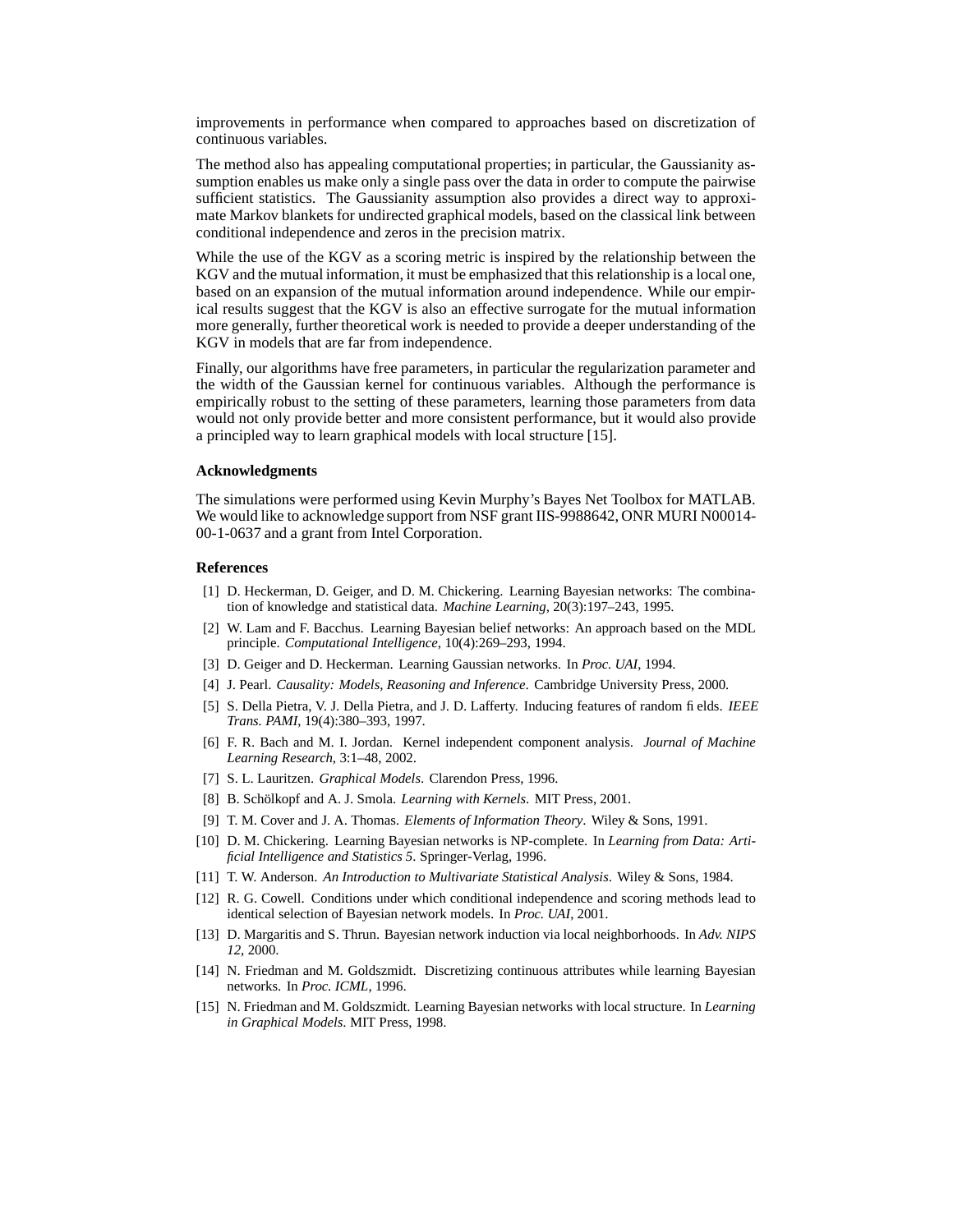improvements in performance when compared to approaches based on discretization of continuous variables.

The method also has appealing computational properties; in particular, the Gaussianity assumption enables us make only a single pass over the data in order to compute the pairwise sufficient statistics. The Gaussianity assumption also provides a direct way to approximate Markov blankets for undirected graphical models, based on the classical link between conditional independence and zeros in the precision matrix.

While the use of the KGV as a scoring metric is inspired by the relationship between the KGV and the mutual information, it must be emphasized that this relationship is a local one, based on an expansion of the mutual information around independence. While our empirical results suggest that the KGV is also an effective surrogate for the mutual information more generally, further theoretical work is needed to provide a deeper understanding of the KGV in models that are far from independence.

Finally, our algorithms have free parameters, in particular the regularization parameter and the width of the Gaussian kernel for continuous variables. Although the performance is empirically robust to the setting of these parameters, learning those parameters from data would not only provide better and more consistent performance, but it would also provide a principled way to learn graphical models with local structure [15].

### Acknowledgments

The simulations were performed using Kevin Murphy's Bayes Net Toolbox for MATLAB. We would like to acknowledge support from NSF grant IIS-9988642, ONR MURI N00014-00-1-0637 and a grant from Intel Corporation.

### References

[1] D. Heckerman, D. Geiger, and D. M. Chickering. Learning Bayesian networks: The combination of knowledge and statistical data. *Machine Learning*, 20(3):197–243, 1995.

[2] W. Lam and F. Bacchus. Learning Bayesian belief networks: An approach based on the MDL principle. *Computational Intelligence*, 10(4):269–293, 1994.

[3] D. Geiger and D. Heckerman. Learning Gaussian networks. In *Proc. UAI*, 1994.

[4] J. Pearl. *Causality: Models, Reasoning and Inference*. Cambridge University Press, 2000.

[5] S. Della Pietra, V. J. Della Pietra, and J. D. Lafferty. Inducing features of random fields. *IEEE Trans. PAMI*, 19(4):380–393, 1997.

[6] F. R. Bach and M. I. Jordan. Kernel independent component analysis. *Journal of Machine Learning Research*, 3:1–48, 2002.

[7] S. L. Lauritzen. *Graphical Models*. Clarendon Press, 1996.

[8] B. Schölkopf and A. J. Smola. *Learning with Kernels*. MIT Press, 2001.

[9] T. M. Cover and J. A. Thomas. *Elements of Information Theory*. Wiley & Sons, 1991.

[10] D. M. Chickering. Learning Bayesian networks is NP-complete. In *Learning from Data: Artificial Intelligence and Statistics 5*. Springer-Verlag, 1996.

[11] T. W. Anderson. *An Introduction to Multivariate Statistical Analysis*. Wiley & Sons, 1984.

[12] R. G. Cowell. Conditions under which conditional independence and scoring methods lead to identical selection of Bayesian network models. In *Proc. UAI*, 2001.

[13] D. Margaritis and S. Thrun. Bayesian network induction via local neighborhoods. In *Adv. NIPS 12*, 2000.

[14] N. Friedman and M. Goldszmidt. Discretizing continuous attributes while learning Bayesian networks. In *Proc. ICML*, 1996.

[15] N. Friedman and M. Goldszmidt. Learning Bayesian networks with local structure. In *Learning in Graphical Models*. MIT Press, 1998.